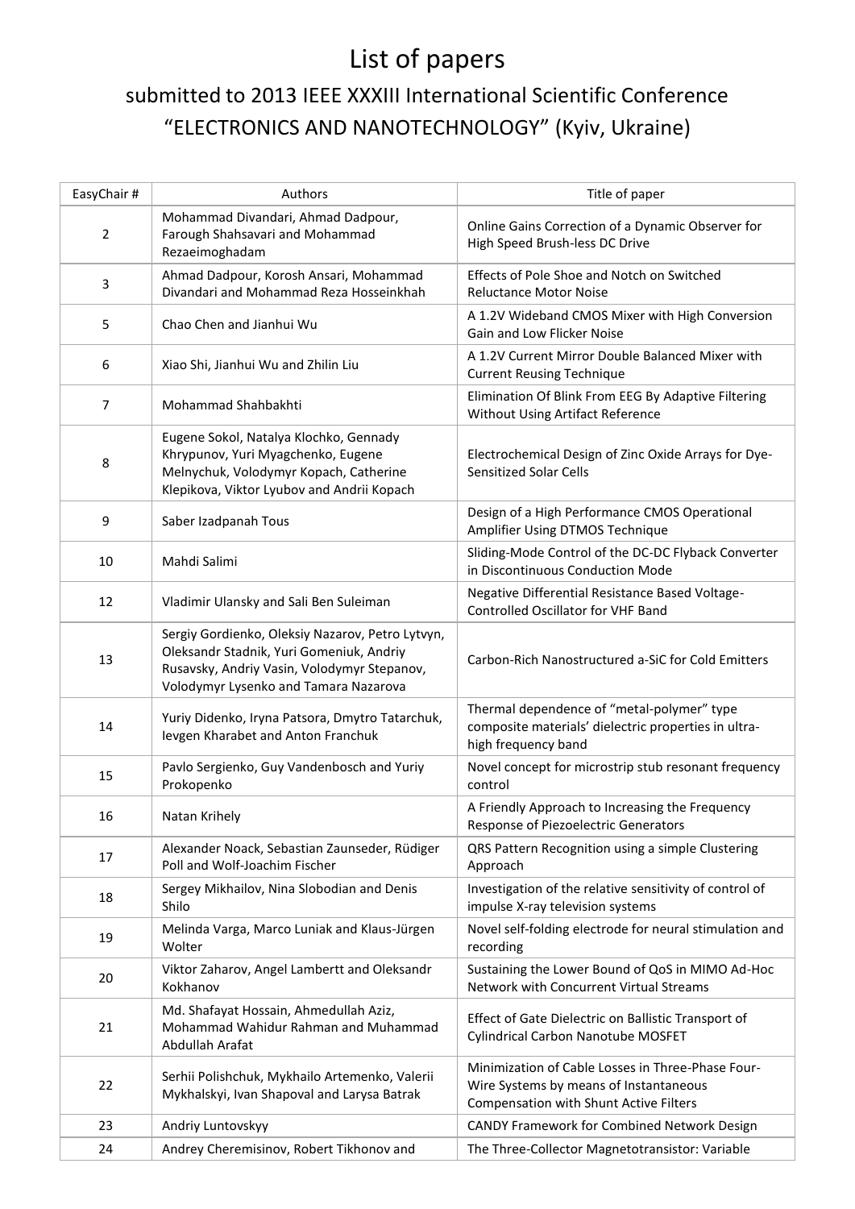# List of papers

## submitted to 2013 IEEE XXXIII International Scientific Conference "ELECTRONICS AND NANOTECHNOLOGY" (Kyiv, Ukraine)

| EasyChair # | Authors | Title of paper |
|---|---|---|
| 2 | Mohammad Divandari, Ahmad Dadpour, Farough Shahsavari and Mohammad Rezaeimoghadam | Online Gains Correction of a Dynamic Observer for High Speed Brush-less DC Drive |
| 3 | Ahmad Dadpour, Korosh Ansari, Mohammad Divandari and Mohammad Reza Hosseinkhah | Effects of Pole Shoe and Notch on Switched Reluctance Motor Noise |
| 5 | Chao Chen and Jianhui Wu | A 1.2V Wideband CMOS Mixer with High Conversion Gain and Low Flicker Noise |
| 6 | Xiao Shi, Jianhui Wu and Zhilin Liu | A 1.2V Current Mirror Double Balanced Mixer with Current Reusing Technique |
| 7 | Mohammad Shahbakhti | Elimination Of Blink From EEG By Adaptive Filtering Without Using Artifact Reference |
| 8 | Eugene Sokol, Natalya Klochko, Gennady Khrypunov, Yuri Myagchenko, Eugene Melnychuk, Volodymyr Kopach, Catherine Klepikova, Viktor Lyubov and Andrii Kopach | Electrochemical Design of Zinc Oxide Arrays for Dye-Sensitized Solar Cells |
| 9 | Saber Izadpanah Tous | Design of a High Performance CMOS Operational Amplifier Using DTMOS Technique |
| 10 | Mahdi Salimi | Sliding-Mode Control of the DC-DC Flyback Converter in Discontinuous Conduction Mode |
| 12 | Vladimir Ulansky and Sali Ben Suleiman | Negative Differential Resistance Based Voltage-Controlled Oscillator for VHF Band |
| 13 | Sergiy Gordienko, Oleksiy Nazarov, Petro Lytvyn, Oleksandr Stadnik, Yuri Gomeniuk, Andriy Rusavsky, Andriy Vasin, Volodymyr Stepanov, Volodymyr Lysenko and Tamara Nazarova | Carbon-Rich Nanostructured a-SiC for Cold Emitters |
| 14 | Yuriy Didenko, Iryna Patsora, Dmytro Tatarchuk, Ievgen Kharabet and Anton Franchuk | Thermal dependence of "metal-polymer" type composite materials' dielectric properties in ultra-high frequency band |
| 15 | Pavlo Sergienko, Guy Vandenbosch and Yuriy Prokopenko | Novel concept for microstrip stub resonant frequency control |
| 16 | Natan Krihely | A Friendly Approach to Increasing the Frequency Response of Piezoelectric Generators |
| 17 | Alexander Noack, Sebastian Zaunseder, Rüdiger Poll and Wolf-Joachim Fischer | QRS Pattern Recognition using a simple Clustering Approach |
| 18 | Sergey Mikhailov, Nina Slobodian and Denis Shilo | Investigation of the relative sensitivity of control of impulse X-ray television systems |
| 19 | Melinda Varga, Marco Luniak and Klaus-Jürgen Wolter | Novel self-folding electrode for neural stimulation and recording |
| 20 | Viktor Zaharov, Angel Lambertt and Oleksandr Kokhanov | Sustaining the Lower Bound of QoS in MIMO Ad-Hoc Network with Concurrent Virtual Streams |
| 21 | Md. Shafayat Hossain, Ahmedullah Aziz, Mohammad Wahidur Rahman and Muhammad Abdullah Arafat | Effect of Gate Dielectric on Ballistic Transport of Cylindrical Carbon Nanotube MOSFET |
| 22 | Serhii Polishchuk, Mykhailo Artemenko, Valerii Mykhalskyi, Ivan Shapoval and Larysa Batrak | Minimization of Cable Losses in Three-Phase Four-Wire Systems by means of Instantaneous Compensation with Shunt Active Filters |
| 23 | Andriy Luntovskyy | CANDY Framework for Combined Network Design |
| 24 | Andrey Cheremisinov, Robert Tikhonov and | The Three-Collector Magnetotransistor: Variable |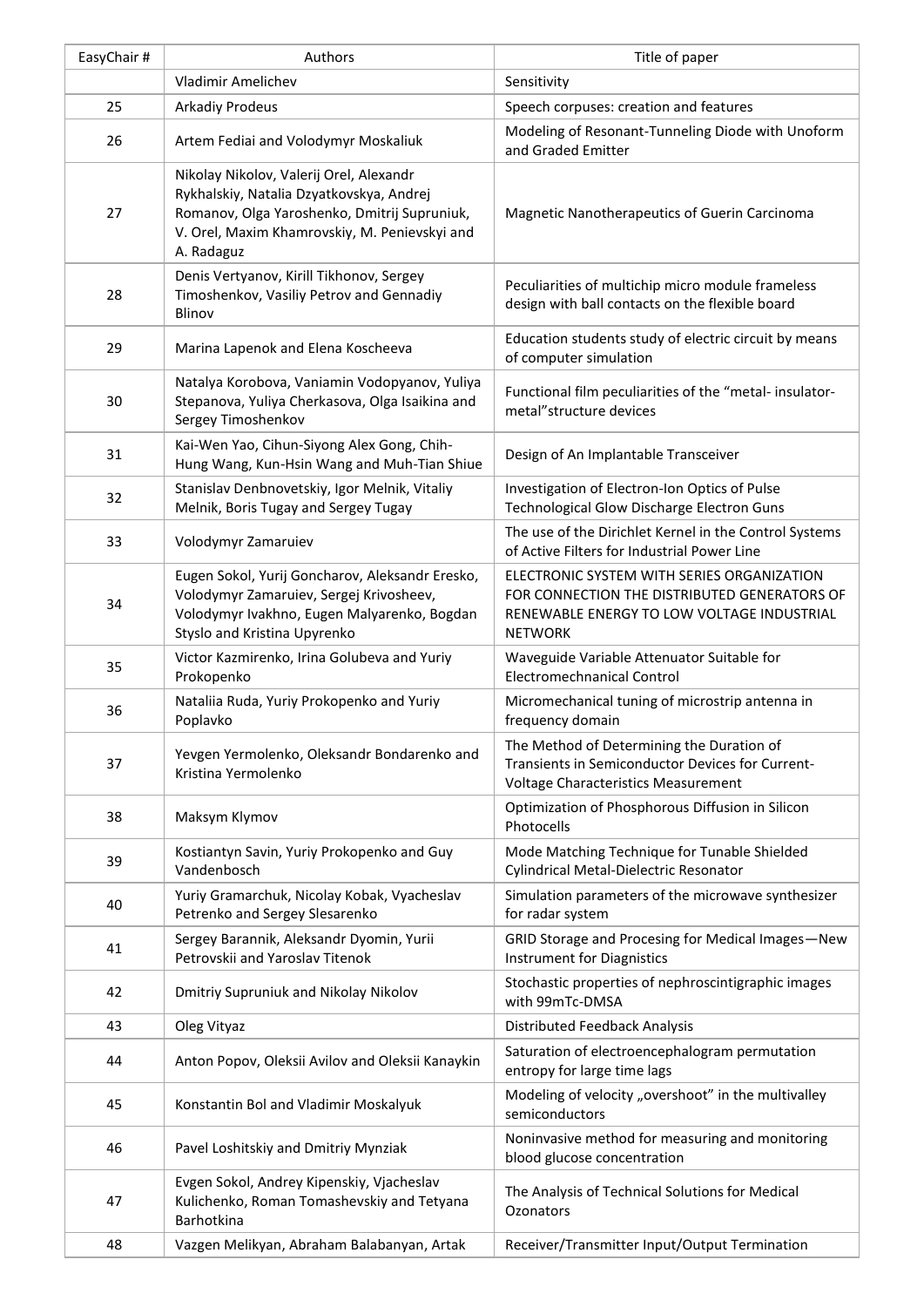| EasyChair # | Authors | Title of paper |
|---|---|---|
| | Vladimir Amelichev | Sensitivity |
| 25 | Arkadiy Prodeus | Speech corpuses: creation and features |
| 26 | Artem Fediai and Volodymyr Moskaliuk | Modeling of Resonant-Tunneling Diode with Unoform and Graded Emitter |
| 27 | Nikolay Nikolov, Valerij Orel, Alexandr Rykhalskiy, Natalia Dzyatkovskya, Andrej Romanov, Olga Yaroshenko, Dmitrij Supruniuk, V. Orel, Maxim Khamrovskiy, M. Penievskyi and A. Radaguz | Magnetic Nanotherapeutics of Guerin Carcinoma |
| 28 | Denis Vertyanov, Kirill Tikhonov, Sergey Timoshenkov, Vasiliy Petrov and Gennadiy Blinov | Peculiarities of multichip micro module frameless design with ball contacts on the flexible board |
| 29 | Marina Lapenok and Elena Koscheeva | Education students study of electric circuit by means of computer simulation |
| 30 | Natalya Korobova, Vaniamin Vodopyanov, Yuliya Stepanova, Yuliya Cherkasova, Olga Isaikina and Sergey Timoshenkov | Functional film peculiarities of the “metal- insulator-metal”structure devices |
| 31 | Kai-Wen Yao, Cihun-Siyong Alex Gong, Chih-Hung Wang, Kun-Hsin Wang and Muh-Tian Shiue | Design of An Implantable Transceiver |
| 32 | Stanislav Denbnovetskiy, Igor Melnik, Vitaliy Melnik, Boris Tugay and Sergey Tugay | Investigation of Electron-Ion Optics of Pulse Technological Glow Discharge Electron Guns |
| 33 | Volodymyr Zamaruiev | The use of the Dirichlet Kernel in the Control Systems of Active Filters for Industrial Power Line |
| 34 | Eugen Sokol, Yurij Goncharov, Aleksandr Eresko, Volodymyr Zamaruiev, Sergej Krivosheev, Volodymyr Ivakhno, Eugen Malyarenko, Bogdan Styslo and Kristina Upyrenko | ELECTRONIC SYSTEM WITH SERIES ORGANIZATION FOR CONNECTION THE DISTRIBUTED GENERATORS OF RENEWABLE ENERGY TO LOW VOLTAGE INDUSTRIAL NETWORK |
| 35 | Victor Kazmirenko, Irina Golubeva and Yuriy Prokopenko | Waveguide Variable Attenuator Suitable for Electromechnanical Control |
| 36 | Nataliia Ruda, Yuriy Prokopenko and Yuriy Poplavko | Micromechanical tuning of microstrip antenna in frequency domain |
| 37 | Yevgen Yermolenko, Oleksandr Bondarenko and Kristina Yermolenko | The Method of Determining the Duration of Transients in Semiconductor Devices for Current-Voltage Characteristics Measurement |
| 38 | Maksym Klymov | Optimization of Phosphorous Diffusion in Silicon Photocells |
| 39 | Kostiantyn Savin, Yuriy Prokopenko and Guy Vandenbosch | Mode Matching Technique for Tunable Shielded Cylindrical Metal-Dielectric Resonator |
| 40 | Yuriy Gramarchuk, Nicolay Kobak, Vyacheslav Petrenko and Sergey Slesarenko | Simulation parameters of the microwave synthesizer for radar system |
| 41 | Sergey Barannik, Aleksandr Dyomin, Yurii Petrovskii and Yaroslav Titenok | GRID Storage and Procesing for Medical Images—New Instrument for Diagnostics |
| 42 | Dmitriy Supruniuk and Nikolay Nikolov | Stochastic properties of nephroscintigraphic images with 99mTc-DMSA |
| 43 | Oleg Vityaz | Distributed Feedback Analysis |
| 44 | Anton Popov, Oleksii Avilov and Oleksii Kanaykin | Saturation of electroencephalogram permutation entropy for large time lags |
| 45 | Konstantin Bol and Vladimir Moskalyuk | Modeling of velocity „overshoot” in the multivalley semiconductors |
| 46 | Pavel Loshitskiy and Dmitriy Mynziak | Noninvasive method for measuring and monitoring blood glucose concentration |
| 47 | Evgen Sokol, Andrey Kipenskiy, Vjacheslav Kulichenko, Roman Tomashevskiy and Tetyana Barhotkina | The Analysis of Technical Solutions for Medical Ozonators |
| 48 | Vazgen Melikyan, Abraham Balabanyan, Artak | Receiver/Transmitter Input/Output Termination |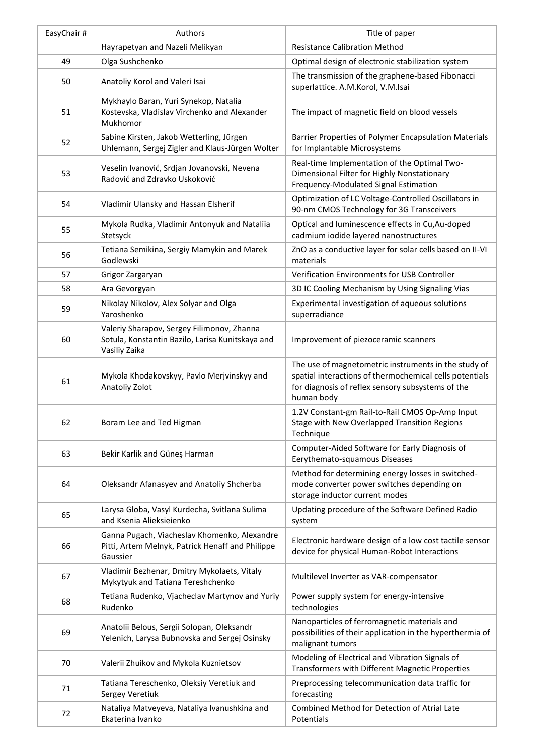| EasyChair # | Authors | Title of paper |
|---|---|---|
| | Hayrapetyan and Nazeli Melikyan | Resistance Calibration Method |
| 49 | Olga Sushchenko | Optimal design of electronic stabilization system |
| 50 | Anatoliy Korol and Valeri Isai | The transmission of the graphene-based Fibonacci superlattice. A.M.Korol, V.M.Isai |
| 51 | Mykhaylo Baran, Yuri Synekop, Natalia Kostevska, Vladislav Virchenko and Alexander Mukhomor | The impact of magnetic field on blood vessels |
| 52 | Sabine Kirsten, Jakob Wetterling, Jürgen Uhlemann, Sergej Zigler and Klaus-Jürgen Wolter | Barrier Properties of Polymer Encapsulation Materials for Implantable Microsystems |
| 53 | Veselin Ivanović, Srdjan Jovanovski, Nevena Radović and Zdravko Uskoković | Real-time Implementation of the Optimal Two-Dimensional Filter for Highly Nonstationary Frequency-Modulated Signal Estimation |
| 54 | Vladimir Ulansky and Hassan Elsherif | Optimization of LC Voltage-Controlled Oscillators in 90-nm CMOS Technology for 3G Transceivers |
| 55 | Mykola Rudka, Vladimir Antonyuk and Nataliia Stetsyck | Optical and luminescence effects in Cu,Au-doped cadmium iodide layered nanostructures |
| 56 | Tetiana Semikina, Sergiy Mamykin and Marek Godlewski | ZnO as a conductive layer for solar cells based on II-VI materials |
| 57 | Grigor Zargaryan | Verification Environments for USB Controller |
| 58 | Ara Gevorgyan | 3D IC Cooling Mechanism by Using Signaling Vias |
| 59 | Nikolay Nikolov, Alex Solyar and Olga Yaroshenko | Experimental investigation of aqueous solutions superradiance |
| 60 | Valeriy Sharapov, Sergey Filimonov, Zhanna Sotula, Konstantin Bazilo, Larisa Kunitskaya and Vasiliy Zaika | Improvement of piezoceramic scanners |
| 61 | Mykola Khodakovskyy, Pavlo Merjvinskyy and Anatoliy Zolot | The use of magnetometric instruments in the study of spatial interactions of thermochemical cells potentials for diagnosis of reflex sensory subsystems of the human body |
| 62 | Boram Lee and Ted Higman | 1.2V Constant-gm Rail-to-Rail CMOS Op-Amp Input Stage with New Overlapped Transition Regions Technique |
| 63 | Bekir Karlik and Güneş Harman | Computer-Aided Software for Early Diagnosis of Eerythemato-squamous Diseases |
| 64 | Oleksandr Afanasyev and Anatoliy Shcherba | Method for determining energy losses in switched-mode converter power switches depending on storage inductor current modes |
| 65 | Larysa Globa, Vasyl Kurdecha, Svitlana Sulima and Ksenia Alieksieienko | Updating procedure of the Software Defined Radio system |
| 66 | Ganna Pugach, Viacheslav Khomenko, Alexandre Pitti, Artem Melnyk, Patrick Henaff and Philippe Gaussier | Electronic hardware design of a low cost tactile sensor device for physical Human-Robot Interactions |
| 67 | Vladimir Bezhenar, Dmitry Mykolaets, Vitaly Mykytyuk and Tatiana Tereshchenko | Multilevel Inverter as VAR-compensator |
| 68 | Tetiana Rudenko, Vjacheclav Martynov and Yuriy Rudenko | Power supply system for energy-intensive technologies |
| 69 | Anatolii Belous, Sergii Solopan, Oleksandr Yelenich, Larysa Bubnovska and Sergej Osinsky | Nanoparticles of ferromagnetic materials and possibilities of their application in the hyperthermia of malignant tumors |
| 70 | Valerii Zhuikov and Mykola Kuznietsov | Modeling of Electrical and Vibration Signals of Transformers with Different Magnetic Properties |
| 71 | Tatiana Tereschenko, Oleksiy Veretiuk and Sergey Veretiuk | Preprocessing telecommunication data traffic for forecasting |
| 72 | Nataliya Matveyeva, Nataliya Ivanushkina and Ekaterina Ivanko | Combined Method for Detection of Atrial Late Potentials |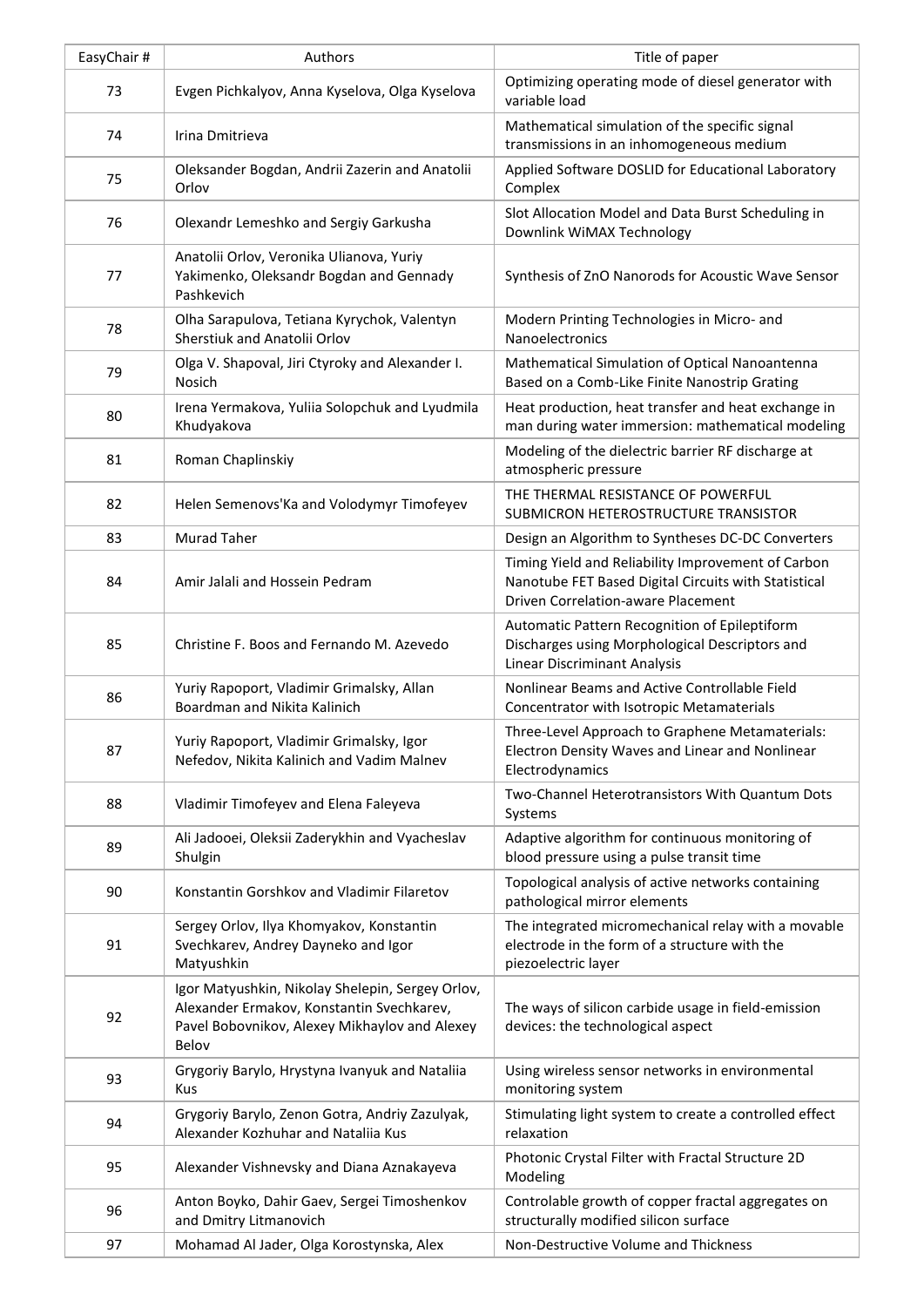| EasyChair # | Authors | Title of paper |
|---|---|---|
| 73 | Evgen Pichkalyov, Anna Kyselova, Olga Kyselova | Optimizing operating mode of diesel generator with variable load |
| 74 | Irina Dmitrieva | Mathematical simulation of the specific signal transmissions in an inhomogeneous medium |
| 75 | Oleksander Bogdan, Andrii Zazerin and Anatolii Orlov | Applied Software DOSLID for Educational Laboratory Complex |
| 76 | Olexandr Lemeshko and Sergiy Garkusha | Slot Allocation Model and Data Burst Scheduling in Downlink WiMAX Technology |
| 77 | Anatolii Orlov, Veronika Ulianova, Yuriy Yakimenko, Oleksandr Bogdan and Gennady Pashkevich | Synthesis of ZnO Nanorods for Acoustic Wave Sensor |
| 78 | Olha Sarapulova, Tetiana Kyrychok, Valentyn Sherstiuk and Anatolii Orlov | Modern Printing Technologies in Micro- and Nanoelectronics |
| 79 | Olga V. Shapoval, Jiri Ctyroky and Alexander I. Nosich | Mathematical Simulation of Optical Nanoantenna Based on a Comb-Like Finite Nanostrip Grating |
| 80 | Irena Yermakova, Yuliia Solopchuk and Lyudmila Khudyakova | Heat production, heat transfer and heat exchange in man during water immersion: mathematical modeling |
| 81 | Roman Chaplinskiy | Modeling of the dielectric barrier RF discharge at atmospheric pressure |
| 82 | Helen Semenovs'Ka and Volodymyr Timofeyev | THE THERMAL RESISTANCE OF POWERFUL SUBMICRON HETEROSTRUCTURE TRANSISTOR |
| 83 | Murad Taher | Design an Algorithm to Syntheses DC-DC Converters |
| 84 | Amir Jalali and Hossein Pedram | Timing Yield and Reliability Improvement of Carbon Nanotube FET Based Digital Circuits with Statistical Driven Correlation-aware Placement |
| 85 | Christine F. Boos and Fernando M. Azevedo | Automatic Pattern Recognition of Epileptiform Discharges using Morphological Descriptors and Linear Discriminant Analysis |
| 86 | Yuriy Rapoport, Vladimir Grimalsky, Allan Boardman and Nikita Kalinich | Nonlinear Beams and Active Controllable Field Concentrator with Isotropic Metamaterials |
| 87 | Yuriy Rapoport, Vladimir Grimalsky, Igor Nefedov, Nikita Kalinich and Vadim Malnev | Three-Level Approach to Graphene Metamaterials: Electron Density Waves and Linear and Nonlinear Electrodynamics |
| 88 | Vladimir Timofeyev and Elena Faleyeva | Two-Channel Heterotransistors With Quantum Dots Systems |
| 89 | Ali Jadooei, Oleksii Zaderykhin and Vyacheslav Shulgin | Adaptive algorithm for continuous monitoring of blood pressure using a pulse transit time |
| 90 | Konstantin Gorshkov and Vladimir Filaretov | Topological analysis of active networks containing pathological mirror elements |
| 91 | Sergey Orlov, Ilya Khomyakov, Konstantin Svechkarev, Andrey Dayneko and Igor Matyushkin | The integrated micromechanical relay with a movable electrode in the form of a structure with the piezoelectric layer |
| 92 | Igor Matyushkin, Nikolay Shelepin, Sergey Orlov, Alexander Ermakov, Konstantin Svechkarev, Pavel Bobovnikov, Alexey Mikhaylov and Alexey Belov | The ways of silicon carbide usage in field-emission devices: the technological aspect |
| 93 | Grygoriy Barylo, Hrystyna Ivanyuk and Nataliia Kus | Using wireless sensor networks in environmental monitoring system |
| 94 | Grygoriy Barylo, Zenon Gotra, Andriy Zazulyak, Alexander Kozhuhar and Nataliia Kus | Stimulating light system to create a controlled effect relaxation |
| 95 | Alexander Vishnevsky and Diana Aznakayeva | Photonic Crystal Filter with Fractal Structure 2D Modeling |
| 96 | Anton Boyko, Dahir Gaev, Sergei Timoshenkov and Dmitry Litmanovich | Controlable growth of copper fractal aggregates on structurally modified silicon surface |
| 97 | Mohamad Al Jader, Olga Korostynska, Alex | Non-Destructive Volume and Thickness |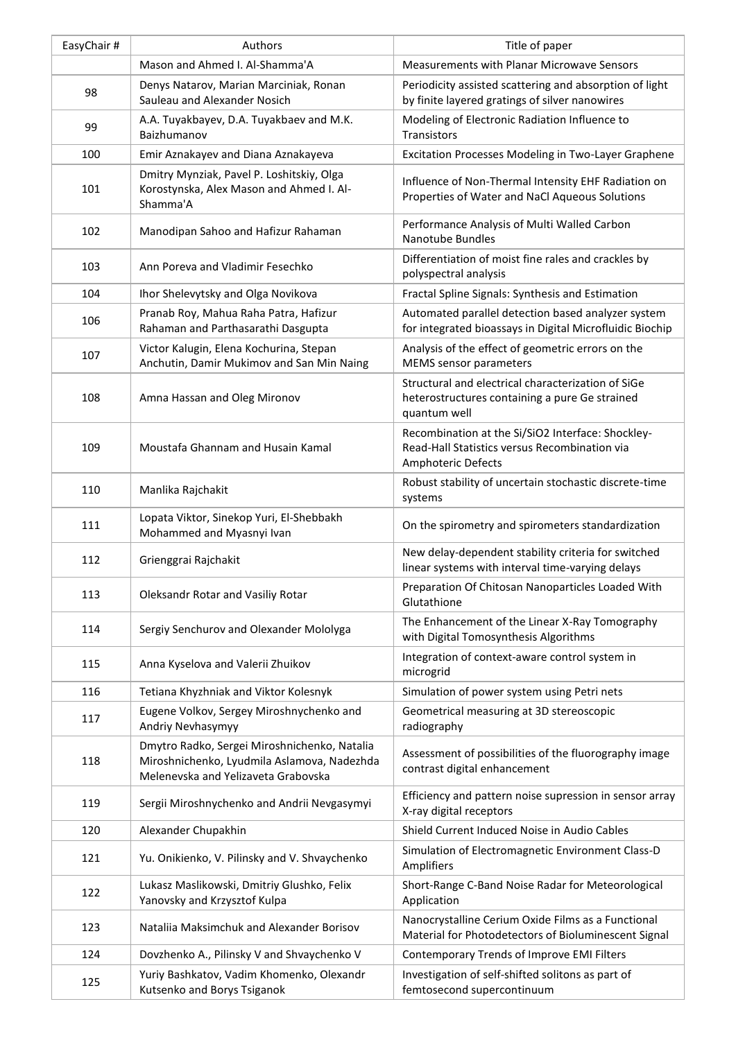| EasyChair # | Authors | Title of paper |
|---|---|---|
| | Mason and Ahmed I. Al-Shamma'A | Measurements with Planar Microwave Sensors |
| 98 | Denys Natarov, Marian Marciniak, Ronan Sauleau and Alexander Nosich | Periodicity assisted scattering and absorption of light by finite layered gratings of silver nanowires |
| 99 | A.A. Tuyakbayev, D.A. Tuyakbaev and M.K. Baizhumanov | Modeling of Electronic Radiation Influence to Transistors |
| 100 | Emir Aznakayev and Diana Aznakayeva | Excitation Processes Modeling in Two-Layer Graphene |
| 101 | Dmitry Mynziak, Pavel P. Loshitskiy, Olga Korostynska, Alex Mason and Ahmed I. Al-Shamma'A | Influence of Non-Thermal Intensity EHF Radiation on Properties of Water and NaCl Aqueous Solutions |
| 102 | Manodipan Sahoo and Hafizur Rahaman | Performance Analysis of Multi Walled Carbon Nanotube Bundles |
| 103 | Ann Poreva and Vladimir Fesechko | Differentiation of moist fine rales and crackles by polyspectral analysis |
| 104 | Ihor Shelevytsky and Olga Novikova | Fractal Spline Signals: Synthesis and Estimation |
| 106 | Pranab Roy, Mahua Raha Patra, Hafizur Rahaman and Parthasarathi Dasgupta | Automated parallel detection based analyzer system for integrated bioassays in Digital Microfluidic Biochip |
| 107 | Victor Kalugin, Elena Kochurina, Stepan Anchutin, Damir Mukimov and San Min Naing | Analysis of the effect of geometric errors on the MEMS sensor parameters |
| 108 | Amna Hassan and Oleg Mironov | Structural and electrical characterization of SiGe heterostructures containing a pure Ge strained quantum well |
| 109 | Moustafa Ghannam and Husain Kamal | Recombination at the Si/SiO2 Interface: Shockley-Read-Hall Statistics versus Recombination via Amphoteric Defects |
| 110 | Manlika Rajchakit | Robust stability of uncertain stochastic discrete-time systems |
| 111 | Lopata Viktor, Sinekop Yuri, El-Shebbakh Mohammed and Myasnyi Ivan | On the spirometry and spirometers standardization |
| 112 | Grienggrai Rajchakit | New delay-dependent stability criteria for switched linear systems with interval time-varying delays |
| 113 | Oleksandr Rotar and Vasiliy Rotar | Preparation Of Chitosan Nanoparticles Loaded With Glutathione |
| 114 | Sergiy Senchurov and Olexander Mololyga | The Enhancement of the Linear X-Ray Tomography with Digital Tomosynthesis Algorithms |
| 115 | Anna Kyselova and Valerii Zhuikov | Integration of context-aware control system in microgrid |
| 116 | Tetiana Khyzhniak and Viktor Kolesnyk | Simulation of power system using Petri nets |
| 117 | Eugene Volkov, Sergey Miroshnychenko and Andriy Nevhasymyy | Geometrical measuring at 3D stereoscopic radiography |
| 118 | Dmytro Radko, Sergei Miroshnichenko, Natalia Miroshnichenko, Lyudmila Aslamova, Nadezhda Melenevska and Yelizaveta Grabovska | Assessment of possibilities of the fluorography image contrast digital enhancement |
| 119 | Sergii Miroshnychenko and Andrii Nevgasymyi | Efficiency and pattern noise supression in sensor array X-ray digital receptors |
| 120 | Alexander Chupakhin | Shield Current Induced Noise in Audio Cables |
| 121 | Yu. Onikienko, V. Pilinsky and V. Shvaychenko | Simulation of Electromagnetic Environment Class-D Amplifiers |
| 122 | Lukasz Maslikowski, Dmitriy Glushko, Felix Yanovsky and Krzysztof Kulpa | Short-Range C-Band Noise Radar for Meteorological Application |
| 123 | Nataliia Maksimchuk and Alexander Borisov | Nanocrystalline Cerium Oxide Films as a Functional Material for Photodetectors of Bioluminescent Signal |
| 124 | Dovzhenko A., Pilinsky V and Shvaychenko V | Contemporary Trends of Improve EMI Filters |
| 125 | Yuriy Bashkatov, Vadim Khomenko, Olexandr Kutsenko and Borys Tsiganok | Investigation of self-shifted solitons as part of femtosecond supercontinuum |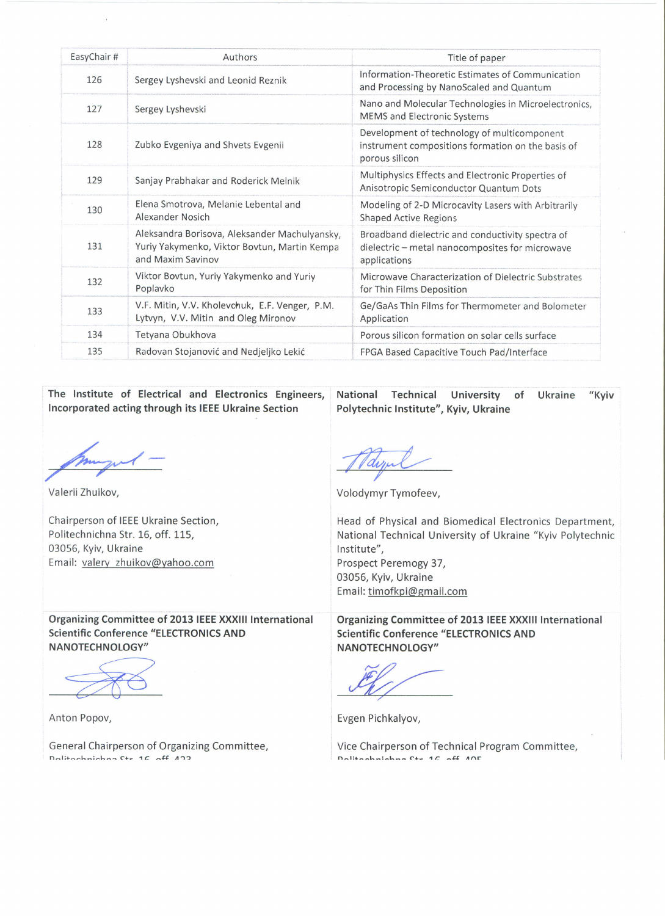| EasyChair # | Authors | Title of paper |
|---|---|---|
| 126 | Sergey Lyshevski and Leonid Reznik | Information-Theoretic Estimates of Communication and Processing by NanoScaled and Quantum |
| 127 | Sergey Lyshevski | Nano and Molecular Technologies in Microelectronics, MEMS and Electronic Systems |
| 128 | Zubko Evgeniya and Shvets Evgenii | Development of technology of multicomponent instrument compositions formation on the basis of porous silicon |
| 129 | Sanjay Prabhakar and Roderick Melnik | Multiphysics Effects and Electronic Properties of Anisotropic Semiconductor Quantum Dots |
| 130 | Elena Smotrova, Melanie Lebental and Alexander Nosich | Modeling of 2-D Microcavity Lasers with Arbitrarily Shaped Active Regions |
| 131 | Aleksandra Borisova, Aleksander Machulyansky, Yuriy Yakymenko, Viktor Bovtun, Martin Kempa and Maxim Savinov | Broadband dielectric and conductivity spectra of dielectric – metal nanocomposites for microwave applications |
| 132 | Viktor Bovtun, Yuriy Yakymenko and Yuriy Poplavko | Microwave Characterization of Dielectric Substrates for Thin Films Deposition |
| 133 | V.F. Mitin, V.V. Kholevchuk, E.F. Venger, P.M. Lytvyn, V.V. Mitin and Oleg Mironov | Ge/GaAs Thin Films for Thermometer and Bolometer Application |
| 134 | Tetyana Obukhova | Porous silicon formation on solar cells surface |
| 135 | Radovan Stojanović and Nedjeljko Lekić | FPGA Based Capacitive Touch Pad/Interface |

**The Institute of Electrical and Electronics Engineers, Incorporated acting through its IEEE Ukraine Section**

Valerii Zhuikov,

Chairperson of IEEE Ukraine Section,
Politechnichna Str. 16, off. 115,
03056, Kyiv, Ukraine
Email: valery_zhuikov@yahoo.com

**National Technical University of Ukraine "Kyiv Polytechnic Institute", Kyiv, Ukraine**

Volodymyr Tymofeev,

Head of Physical and Biomedical Electronics Department,
National Technical University of Ukraine "Kyiv Polytechnic Institute",
Prospect Peremogy 37,
03056, Kyiv, Ukraine
Email: timofkpi@gmail.com

**Organizing Committee of 2013 IEEE XXXIII International Scientific Conference "ELECTRONICS AND NANOTECHNOLOGY"**

Anton Popov,

General Chairperson of Organizing Committee,
Politechnichna Str. 16, off. 423

**Organizing Committee of 2013 IEEE XXXIII International Scientific Conference "ELECTRONICS AND NANOTECHNOLOGY"**

Evgen Pichkalyov,

Vice Chairperson of Technical Program Committee,
Politechnichna Str. 16, off. 405